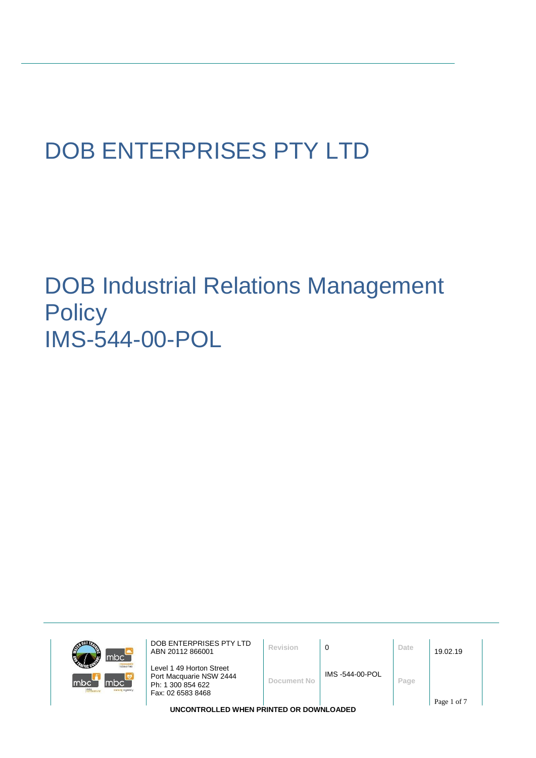# DOB ENTERPRISES PTY LTD

# DOB Industrial Relations Management Policy
# IMS-544-00-POL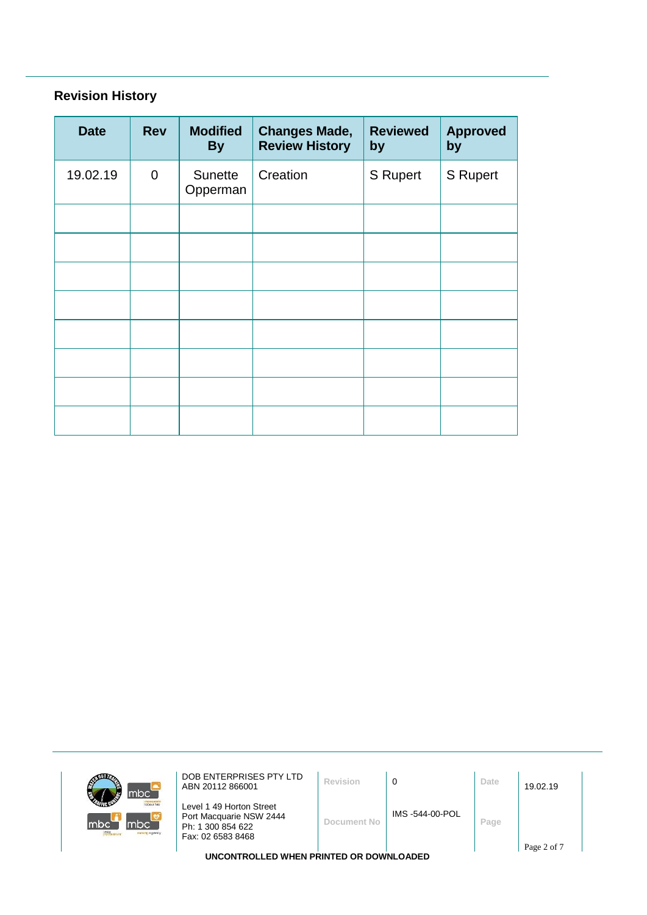## Revision History

| Date | Rev | Modified By | Changes Made, Review History | Reviewed by | Approved by |
|---|---|---|---|---|---|
| 19.02.19 | 0 | Sunette Opperman | Creation | S Rupert | S Rupert |
| | | | | | |
| | | | | | |
| | | | | | |
| | | | | | |
| | | | | | |
| | | | | | |
| | | | | | |
| | | | | | |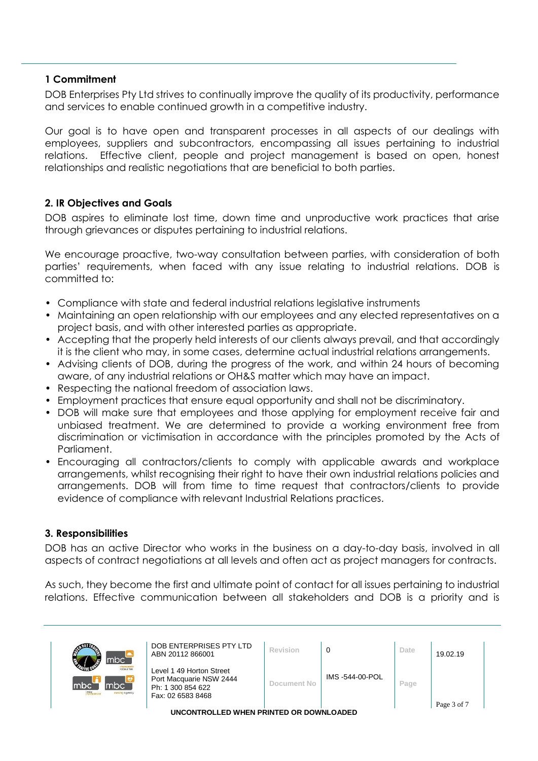## 1 Commitment

DOB Enterprises Pty Ltd strives to continually improve the quality of its productivity, performance and services to enable continued growth in a competitive industry.

Our goal is to have open and transparent processes in all aspects of our dealings with employees, suppliers and subcontractors, encompassing all issues pertaining to industrial relations. Effective client, people and project management is based on open, honest relationships and realistic negotiations that are beneficial to both parties.

## 2. IR Objectives and Goals

DOB aspires to eliminate lost time, down time and unproductive work practices that arise through grievances or disputes pertaining to industrial relations.

We encourage proactive, two-way consultation between parties, with consideration of both parties' requirements, when faced with any issue relating to industrial relations. DOB is committed to:

- Compliance with state and federal industrial relations legislative instruments
- Maintaining an open relationship with our employees and any elected representatives on a project basis, and with other interested parties as appropriate.
- Accepting that the properly held interests of our clients always prevail, and that accordingly it is the client who may, in some cases, determine actual industrial relations arrangements.
- Advising clients of DOB, during the progress of the work, and within 24 hours of becoming aware, of any industrial relations or OH&S matter which may have an impact.
- Respecting the national freedom of association laws.
- Employment practices that ensure equal opportunity and shall not be discriminatory.
- DOB will make sure that employees and those applying for employment receive fair and unbiased treatment. We are determined to provide a working environment free from discrimination or victimisation in accordance with the principles promoted by the Acts of Parliament.
- Encouraging all contractors/clients to comply with applicable awards and workplace arrangements, whilst recognising their right to have their own industrial relations policies and arrangements. DOB will from time to time request that contractors/clients to provide evidence of compliance with relevant Industrial Relations practices.

## 3. Responsibilities

DOB has an active Director who works in the business on a day-to-day basis, involved in all aspects of contract negotiations at all levels and often act as project managers for contracts.

As such, they become the first and ultimate point of contact for all issues pertaining to industrial relations. Effective communication between all stakeholders and DOB is a priority and is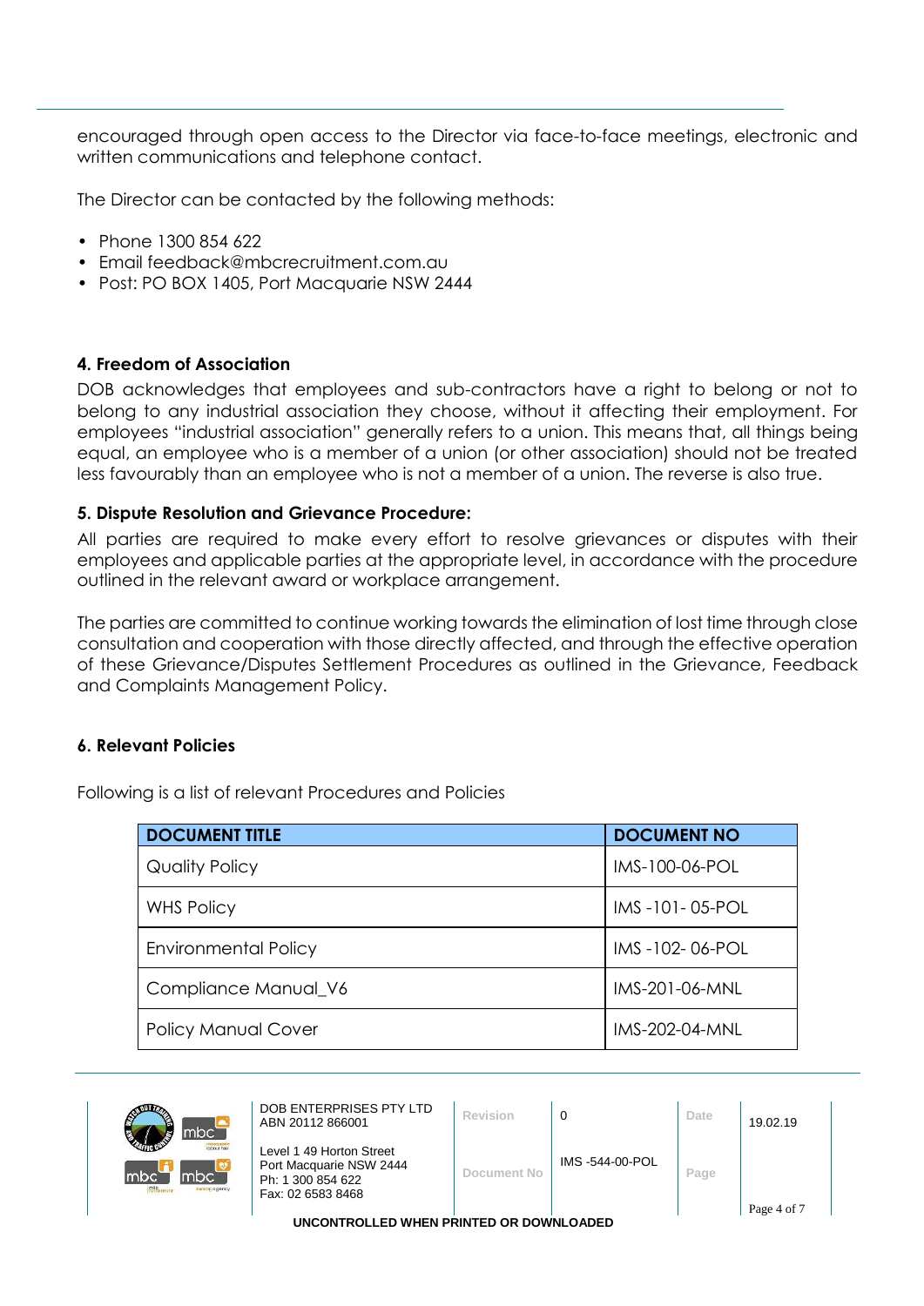encouraged through open access to the Director via face-to-face meetings, electronic and written communications and telephone contact.

The Director can be contacted by the following methods:

- Phone 1300 854 622
- Email feedback@mbcrecruitment.com.au
- Post: PO BOX 1405, Port Macquarie NSW 2444

#### 4. Freedom of Association

DOB acknowledges that employees and sub-contractors have a right to belong or not to belong to any industrial association they choose, without it affecting their employment. For employees "industrial association" generally refers to a union. This means that, all things being equal, an employee who is a member of a union (or other association) should not be treated less favourably than an employee who is not a member of a union. The reverse is also true.

#### 5. Dispute Resolution and Grievance Procedure:

All parties are required to make every effort to resolve grievances or disputes with their employees and applicable parties at the appropriate level, in accordance with the procedure outlined in the relevant award or workplace arrangement.

The parties are committed to continue working towards the elimination of lost time through close consultation and cooperation with those directly affected, and through the effective operation of these Grievance/Disputes Settlement Procedures as outlined in the Grievance, Feedback and Complaints Management Policy.

#### 6. Relevant Policies

Following is a list of relevant Procedures and Policies

| DOCUMENT TITLE | DOCUMENT NO |
|---|---|
| Quality Policy | IMS-100-06-POL |
| WHS Policy | IMS -101- 05-POL |
| Environmental Policy | IMS -102- 06-POL |
| Compliance Manual_V6 | IMS-201-06-MNL |
| Policy Manual Cover | IMS-202-04-MNL |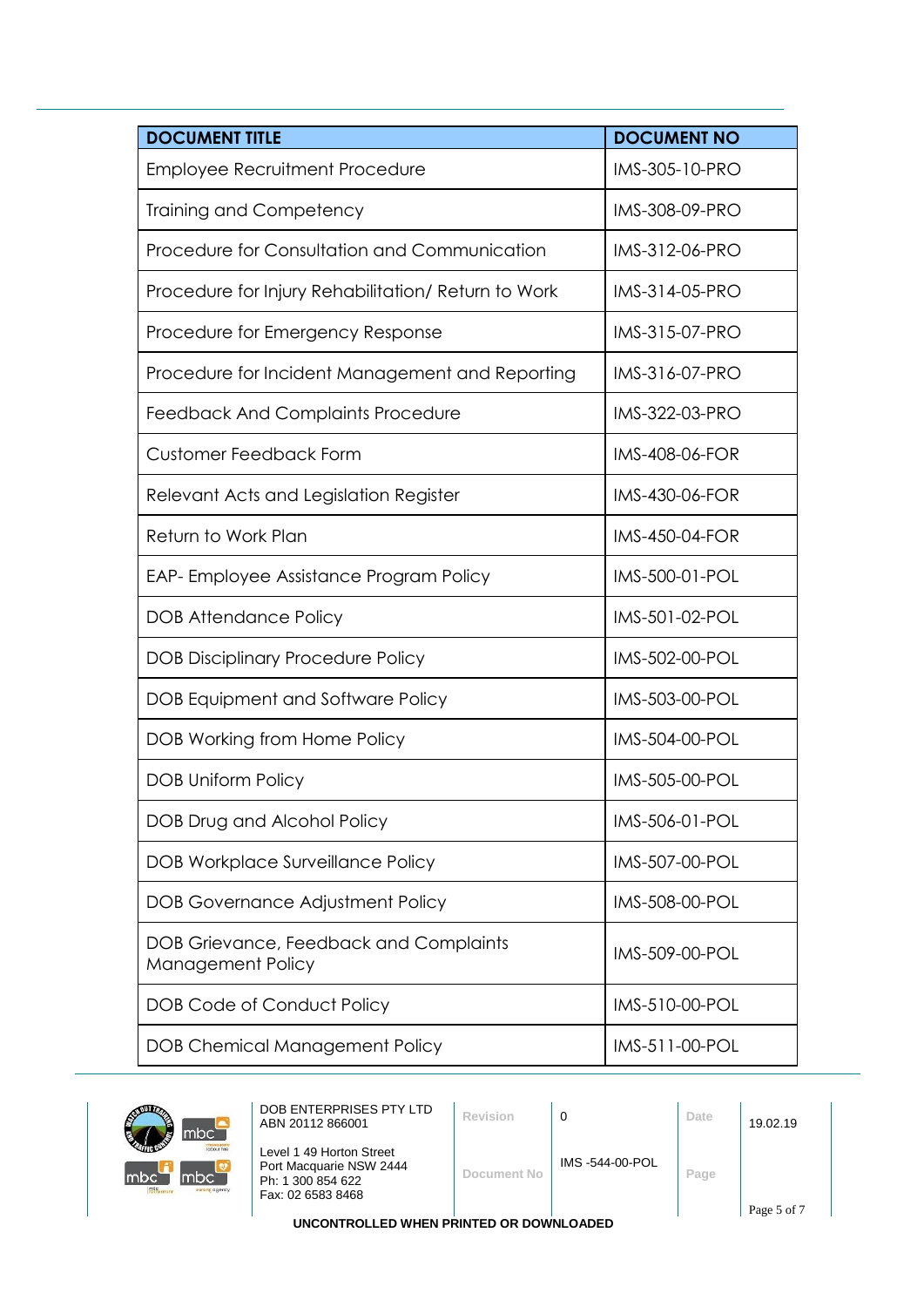| DOCUMENT TITLE | DOCUMENT NO |
| --- | --- |
| Employee Recruitment Procedure | IMS-305-10-PRO |
| Training and Competency | IMS-308-09-PRO |
| Procedure for Consultation and Communication | IMS-312-06-PRO |
| Procedure for Injury Rehabilitation/ Return to Work | IMS-314-05-PRO |
| Procedure for Emergency Response | IMS-315-07-PRO |
| Procedure for Incident Management and Reporting | IMS-316-07-PRO |
| Feedback And Complaints Procedure | IMS-322-03-PRO |
| Customer Feedback Form | IMS-408-06-FOR |
| Relevant Acts and Legislation Register | IMS-430-06-FOR |
| Return to Work Plan | IMS-450-04-FOR |
| EAP- Employee Assistance Program Policy | IMS-500-01-POL |
| DOB Attendance Policy | IMS-501-02-POL |
| DOB Disciplinary Procedure Policy | IMS-502-00-POL |
| DOB Equipment and Software Policy | IMS-503-00-POL |
| DOB Working from Home Policy | IMS-504-00-POL |
| DOB Uniform Policy | IMS-505-00-POL |
| DOB Drug and Alcohol Policy | IMS-506-01-POL |
| DOB Workplace Surveillance Policy | IMS-507-00-POL |
| DOB Governance Adjustment Policy | IMS-508-00-POL |
| DOB Grievance, Feedback and Complaints Management Policy | IMS-509-00-POL |
| DOB Code of Conduct Policy | IMS-510-00-POL |
| DOB Chemical Management Policy | IMS-511-00-POL |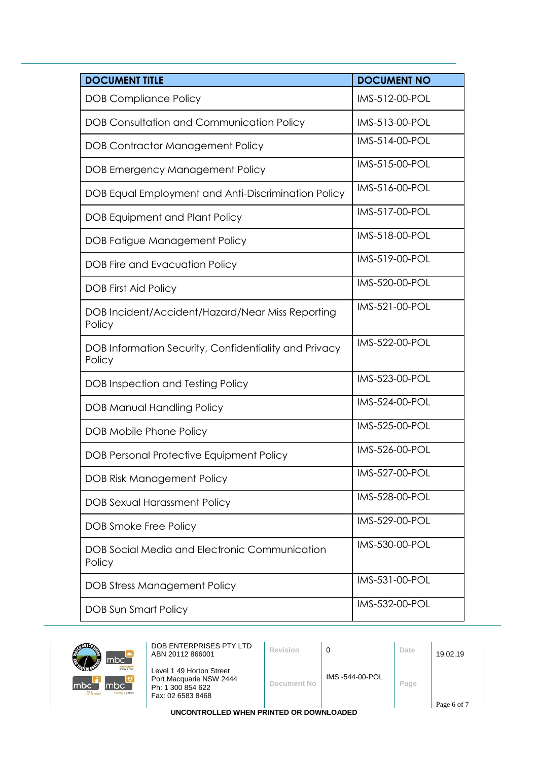| DOCUMENT TITLE | DOCUMENT NO |
|---|---|
| DOB Compliance Policy | IMS-512-00-POL |
| DOB Consultation and Communication Policy | IMS-513-00-POL |
| DOB Contractor Management Policy | IMS-514-00-POL |
| DOB Emergency Management Policy | IMS-515-00-POL |
| DOB Equal Employment and Anti-Discrimination Policy | IMS-516-00-POL |
| DOB Equipment and Plant Policy | IMS-517-00-POL |
| DOB Fatigue Management Policy | IMS-518-00-POL |
| DOB Fire and Evacuation Policy | IMS-519-00-POL |
| DOB First Aid Policy | IMS-520-00-POL |
| DOB Incident/Accident/Hazard/Near Miss Reporting Policy | IMS-521-00-POL |
| DOB Information Security, Confidentiality and Privacy Policy | IMS-522-00-POL |
| DOB Inspection and Testing Policy | IMS-523-00-POL |
| DOB Manual Handling Policy | IMS-524-00-POL |
| DOB Mobile Phone Policy | IMS-525-00-POL |
| DOB Personal Protective Equipment Policy | IMS-526-00-POL |
| DOB Risk Management Policy | IMS-527-00-POL |
| DOB Sexual Harassment Policy | IMS-528-00-POL |
| DOB Smoke Free Policy | IMS-529-00-POL |
| DOB Social Media and Electronic Communication Policy | IMS-530-00-POL |
| DOB Stress Management Policy | IMS-531-00-POL |
| DOB Sun Smart Policy | IMS-532-00-POL |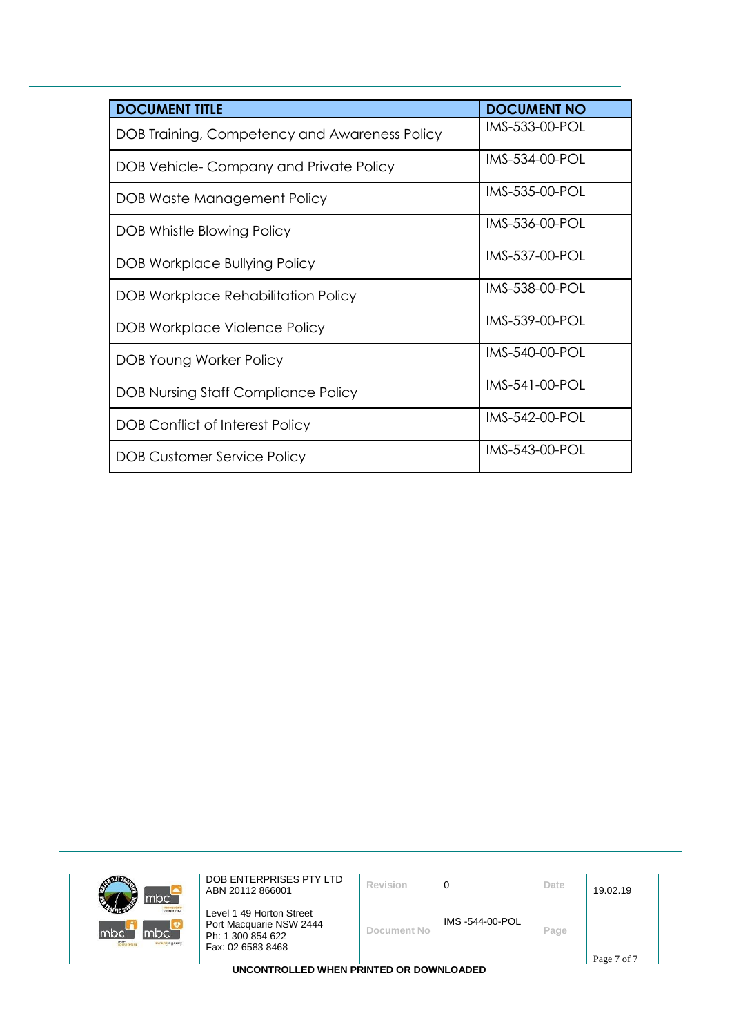| DOCUMENT TITLE | DOCUMENT NO |
|---|---|
| DOB Training, Competency and Awareness Policy | IMS-533-00-POL |
| DOB Vehicle- Company and Private Policy | IMS-534-00-POL |
| DOB Waste Management Policy | IMS-535-00-POL |
| DOB Whistle Blowing Policy | IMS-536-00-POL |
| DOB Workplace Bullying Policy | IMS-537-00-POL |
| DOB Workplace Rehabilitation Policy | IMS-538-00-POL |
| DOB Workplace Violence Policy | IMS-539-00-POL |
| DOB Young Worker Policy | IMS-540-00-POL |
| DOB Nursing Staff Compliance Policy | IMS-541-00-POL |
| DOB Conflict of Interest Policy | IMS-542-00-POL |
| DOB Customer Service Policy | IMS-543-00-POL |